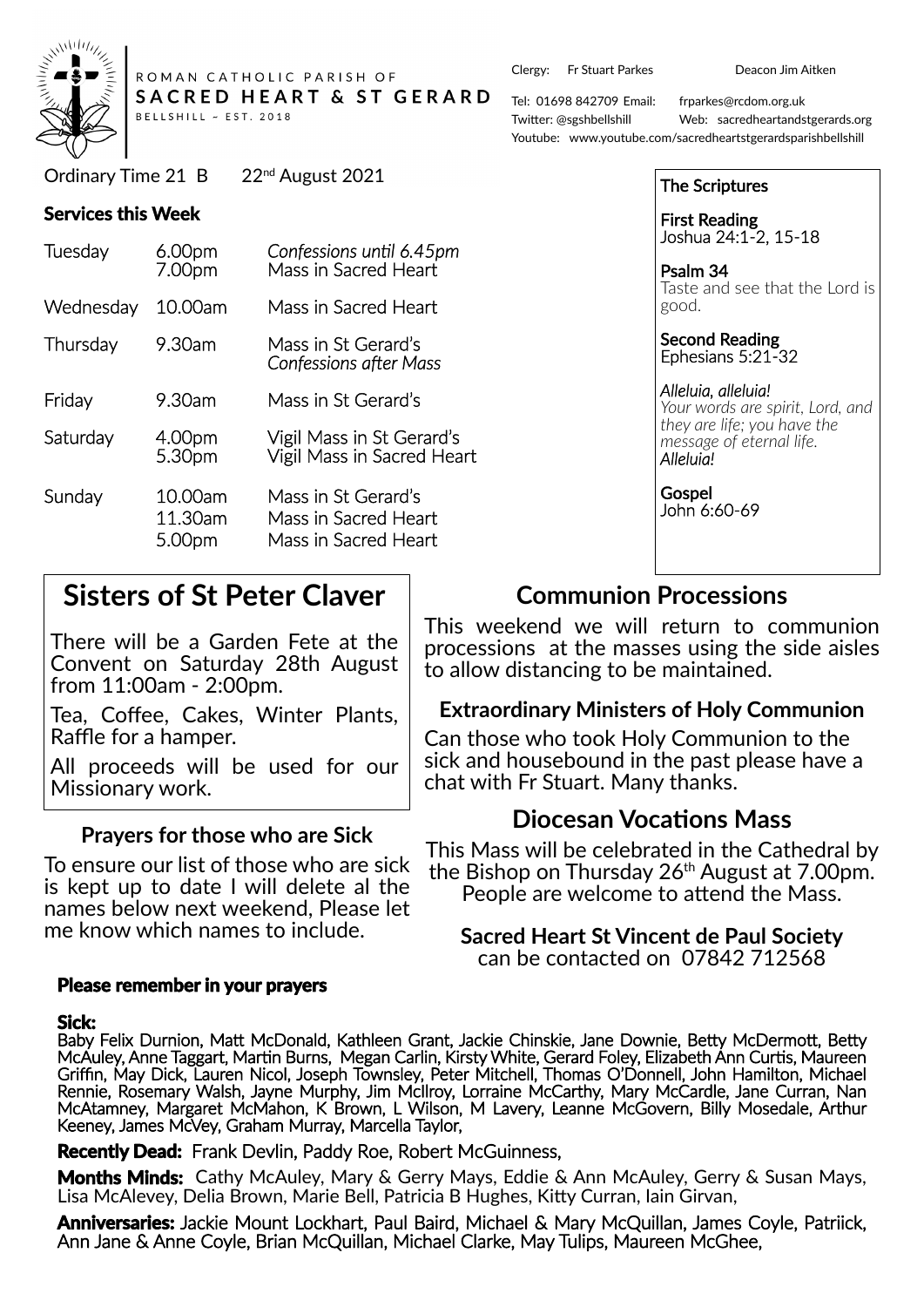ROMAN CATHOLIC PARISH OF

# SACRED HEART & ST GERARD

BELLSHILL ~ EST. 2018

Clergy: Fr Stuart Parkes Deacon Jim Aitken

Tel: 01698 842709 Email: frparkes@rcdom.org.uk

Twitter: @sgshbellshill Web: sacredheartandstgerards.org

Youtube: www.youtube.com/sacredheartstgerardsparishbellshill

Ordinary Time 21 B 22nd August 2021

**Services this Week**

| | | |
|---|---|---|
| Tuesday | 6.00pm | *Confessions until 6.45pm* |
| | 7.00pm | Mass in Sacred Heart |
| Wednesday | 10.00am | Mass in Sacred Heart |
| Thursday | 9.30am | Mass in St Gerard's *Confessions after Mass* |
| Friday | 9.30am | Mass in St Gerard's |
| Saturday | 4.00pm | Vigil Mass in St Gerard's |
| | 5.30pm | Vigil Mass in Sacred Heart |
| Sunday | 10.00am | Mass in St Gerard's |
| | 11.30am | Mass in Sacred Heart |
| | 5.00pm | Mass in Sacred Heart |

**The Scriptures**

**First Reading**
Joshua 24:1-2, 15-18

**Psalm 34**
Taste and see that the Lord is good.

**Second Reading**
Ephesians 5:21-32

*Alleluia, alleluia!*
*Your words are spirit, Lord, and they are life; you have the message of eternal life.*
*Alleluia!*

**Gospel**
John 6:60-69

## Sisters of St Peter Claver

There will be a Garden Fete at the Convent on Saturday 28th August from 11:00am - 2:00pm.

Tea, Coffee, Cakes, Winter Plants, Raffle for a hamper.

All proceeds will be used for our Missionary work.

### Prayers for those who are Sick

To ensure our list of those who are sick is kept up to date I will delete al the names below next weekend, Please let me know which names to include.

## Communion Processions

This weekend we will return to communion processions at the masses using the side aisles to allow distancing to be maintained.

### Extraordinary Ministers of Holy Communion

Can those who took Holy Communion to the sick and housebound in the past please have a chat with Fr Stuart. Many thanks.

## Diocesan Vocations Mass

This Mass will be celebrated in the Cathedral by the Bishop on Thursday 26th August at 7.00pm. People are welcome to attend the Mass.

**Sacred Heart St Vincent de Paul Society**
can be contacted on 07842 712568

**Please remember in your prayers**

**Sick:**
Baby Felix Durnion, Matt McDonald, Kathleen Grant, Jackie Chinskie, Jane Downie, Betty McDermott, Betty McAuley, Anne Taggart, Martin Burns, Megan Carlin, Kirsty White, Gerard Foley, Elizabeth Ann Curtis, Maureen Griffin, May Dick, Lauren Nicol, Joseph Townsley, Peter Mitchell, Thomas O'Donnell, John Hamilton, Michael Rennie, Rosemary Walsh, Jayne Murphy, Jim McIlroy, Lorraine McCarthy, Mary McCardle, Jane Curran, Nan McAtamney, Margaret McMahon, K Brown, L Wilson, M Lavery, Leanne McGovern, Billy Mosedale, Arthur Keeney, James McVey, Graham Murray, Marcella Taylor,

**Recently Dead:** Frank Devlin, Paddy Roe, Robert McGuinness,

**Months Minds:** Cathy McAuley, Mary & Gerry Mays, Eddie & Ann McAuley, Gerry & Susan Mays, Lisa McAlevey, Delia Brown, Marie Bell, Patricia B Hughes, Kitty Curran, Iain Girvan,

**Anniversaries:** Jackie Mount Lockhart, Paul Baird, Michael & Mary McQuillan, James Coyle, Patriick, Ann Jane & Anne Coyle, Brian McQuillan, Michael Clarke, May Tulips, Maureen McGhee,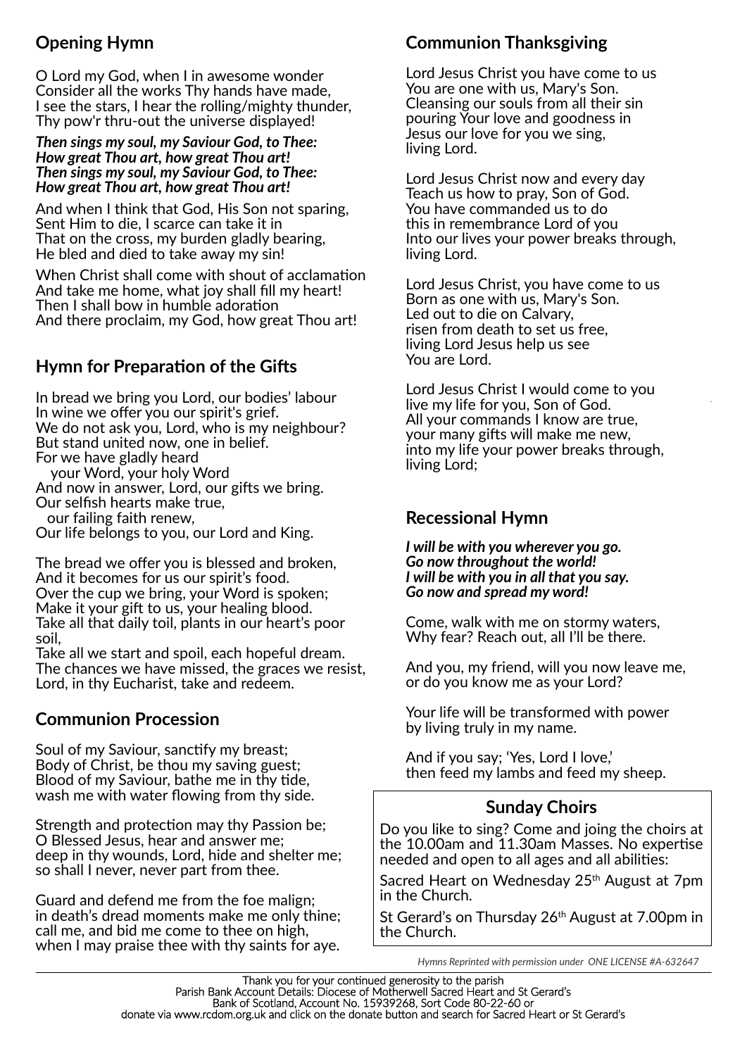## Opening Hymn

O Lord my God, when I in awesome wonder
Consider all the works Thy hands have made,
I see the stars, I hear the rolling/mighty thunder,
Thy pow'r thru-out the universe displayed!

***Then sings my soul, my Saviour God, to Thee:***
***How great Thou art, how great Thou art!***
***Then sings my soul, my Saviour God, to Thee:***
***How great Thou art, how great Thou art!***

And when I think that God, His Son not sparing,
Sent Him to die, I scarce can take it in
That on the cross, my burden gladly bearing,
He bled and died to take away my sin!

When Christ shall come with shout of acclamation
And take me home, what joy shall fill my heart!
Then I shall bow in humble adoration
And there proclaim, my God, how great Thou art!

## Hymn for Preparation of the Gifts

In bread we bring you Lord, our bodies' labour
In wine we offer you our spirit's grief.
We do not ask you, Lord, who is my neighbour?
But stand united now, one in belief.
For we have gladly heard
your Word, your holy Word
And now in answer, Lord, our gifts we bring.
Our selfish hearts make true,
our failing faith renew,
Our life belongs to you, our Lord and King.

The bread we offer you is blessed and broken,
And it becomes for us our spirit's food.
Over the cup we bring, your Word is spoken;
Make it your gift to us, your healing blood.
Take all that daily toil, plants in our heart's poor soil,
Take all we start and spoil, each hopeful dream.
The chances we have missed, the graces we resist,
Lord, in thy Eucharist, take and redeem.

## Communion Procession

Soul of my Saviour, sanctify my breast;
Body of Christ, be thou my saving guest;
Blood of my Saviour, bathe me in thy tide,
wash me with water flowing from thy side.

Strength and protection may thy Passion be;
O Blessed Jesus, hear and answer me;
deep in thy wounds, Lord, hide and shelter me;
so shall I never, never part from thee.

Guard and defend me from the foe malign;
in death's dread moments make me only thine;
call me, and bid me come to thee on high,
when I may praise thee with thy saints for aye.

## Communion Thanksgiving

Lord Jesus Christ you have come to us
You are one with us, Mary's Son.
Cleansing our souls from all their sin
pouring Your love and goodness in
Jesus our love for you we sing,
living Lord.

Lord Jesus Christ now and every day
Teach us how to pray, Son of God.
You have commanded us to do
this in remembrance Lord of you
Into our lives your power breaks through,
living Lord.

Lord Jesus Christ, you have come to us
Born as one with us, Mary's Son.
Led out to die on Calvary,
risen from death to set us free,
living Lord Jesus help us see
You are Lord.

Lord Jesus Christ I would come to you
live my life for you, Son of God.
All your commands I know are true,
your many gifts will make me new,
into my life your power breaks through,
living Lord;

## Recessional Hymn

***I will be with you wherever you go.***
***Go now throughout the world!***
***I will be with you in all that you say.***
***Go now and spread my word!***

Come, walk with me on stormy waters,
Why fear? Reach out, all I'll be there.

And you, my friend, will you now leave me,
or do you know me as your Lord?

Your life will be transformed with power
by living truly in my name.

And if you say; 'Yes, Lord I love,'
then feed my lambs and feed my sheep.

## Sunday Choirs

Do you like to sing? Come and joing the choirs at the 10.00am and 11.30am Masses. No expertise needed and open to all ages and all abilities:

Sacred Heart on Wednesday 25th August at 7pm in the Church.

St Gerard's on Thursday 26th August at 7.00pm in the Church.

*Hymns Reprinted with permission under ONE LICENSE #A-632647*

Thank you for your continued generosity to the parish
Parish Bank Account Details: Diocese of Motherwell Sacred Heart and St Gerard's
Bank of Scotland, Account No. 15939268, Sort Code 80-22-60 or
donate via www.rcdom.org.uk and click on the donate button and search for Sacred Heart or St Gerard's